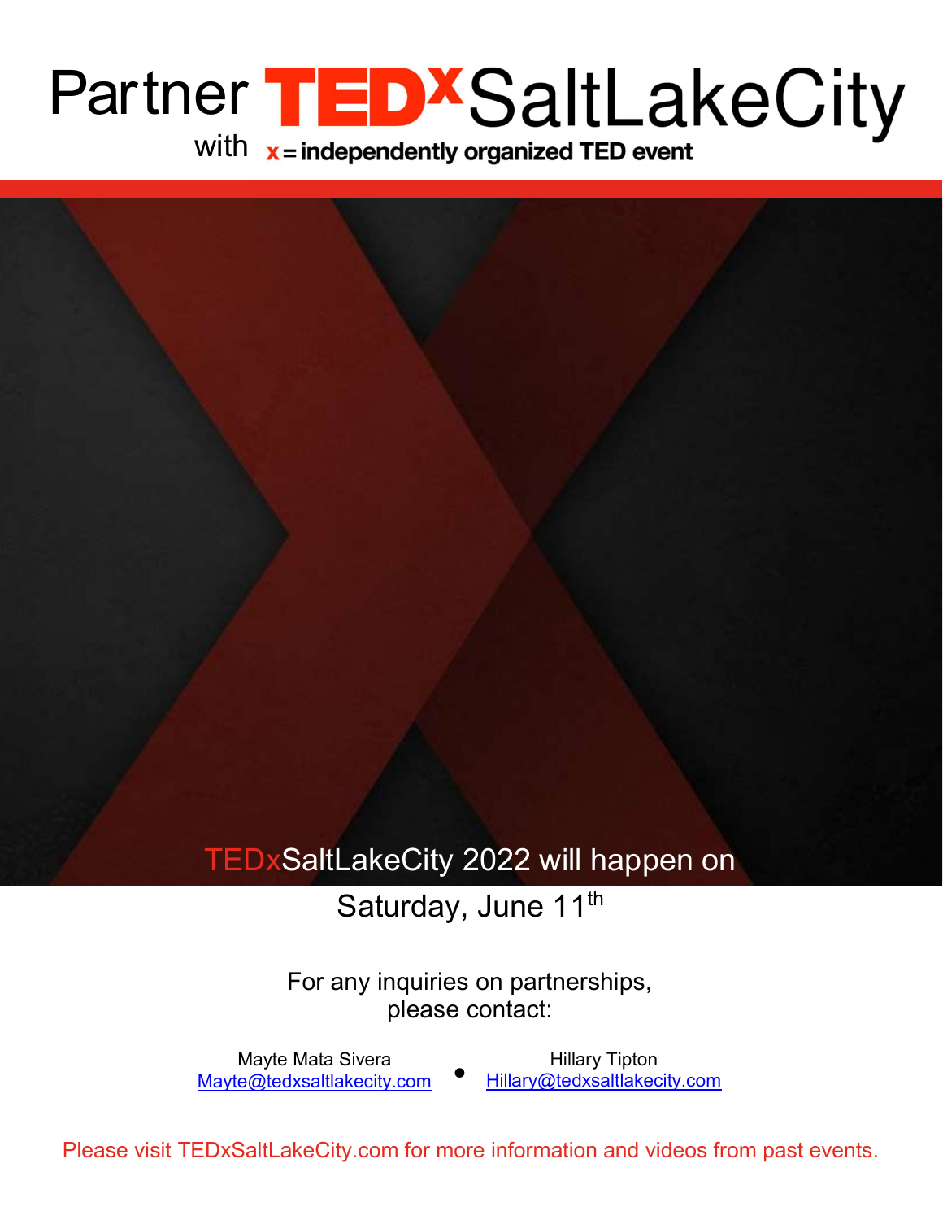# Partner with TEDxSaltLakeCity

x = independently organized TED event

TEDxSaltLakeCity 2022 will happen on Saturday, June 11th

For any inquiries on partnerships, please contact:

Mayte Mata Sivera
Mayte@tedxsaltlakecity.com

Hillary Tipton
Hillary@tedxsaltlakecity.com

Please visit TEDxSaltLakeCity.com for more information and videos from past events.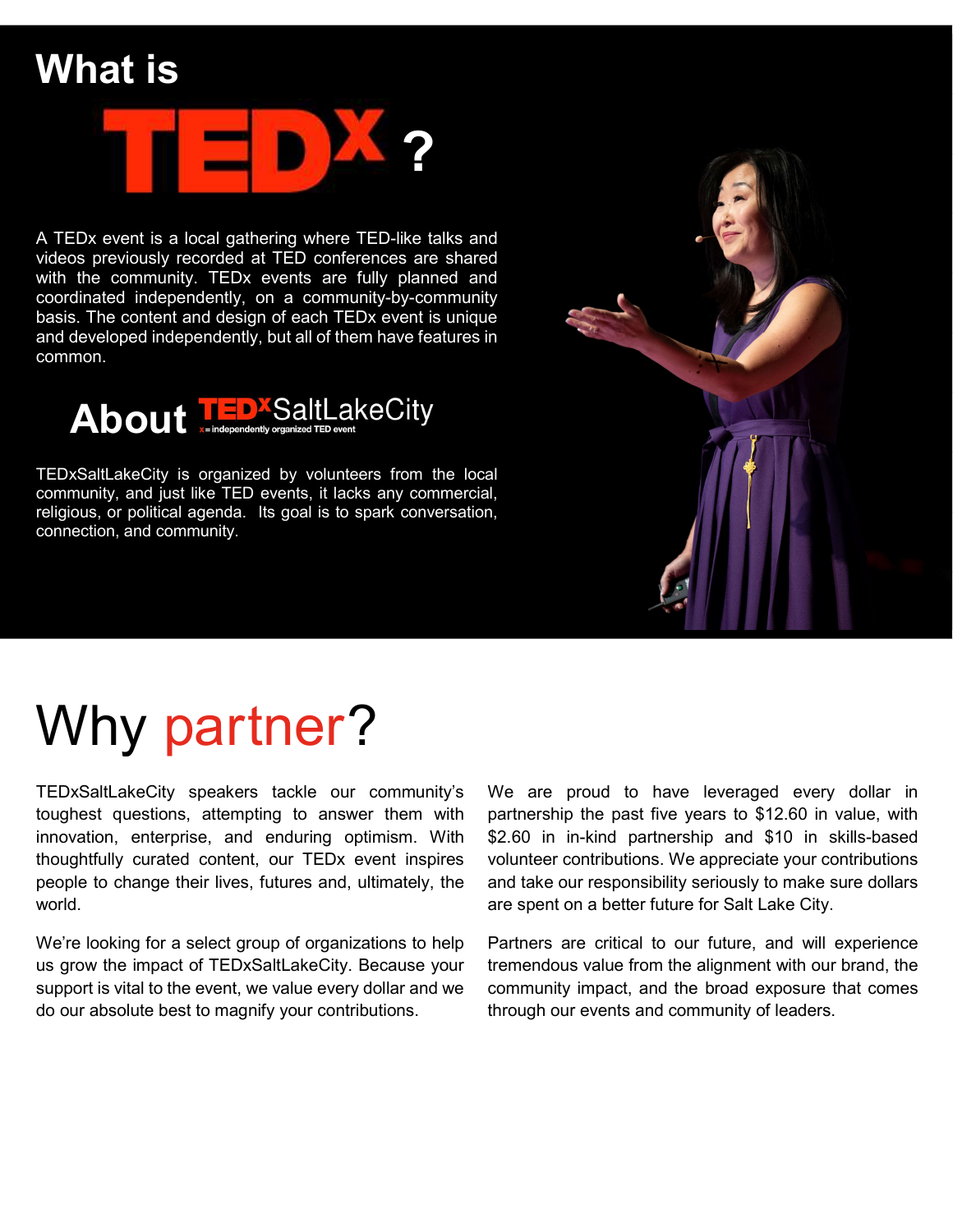# What is TEDx?

A TEDx event is a local gathering where TED-like talks and videos previously recorded at TED conferences are shared with the community. TEDx events are fully planned and coordinated independently, on a community-by-community basis. The content and design of each TEDx event is unique and developed independently, but all of them have features in common.

## About TEDxSaltLakeCity

x = independently organized TED event

TEDxSaltLakeCity is organized by volunteers from the local community, and just like TED events, it lacks any commercial, religious, or political agenda. Its goal is to spark conversation, connection, and community.

# Why partner?

TEDxSaltLakeCity speakers tackle our community's toughest questions, attempting to answer them with innovation, enterprise, and enduring optimism. With thoughtfully curated content, our TEDx event inspires people to change their lives, futures and, ultimately, the world.

We're looking for a select group of organizations to help us grow the impact of TEDxSaltLakeCity. Because your support is vital to the event, we value every dollar and we do our absolute best to magnify your contributions.

We are proud to have leveraged every dollar in partnership the past five years to $12.60 in value, with $2.60 in in-kind partnership and $10 in skills-based volunteer contributions. We appreciate your contributions and take our responsibility seriously to make sure dollars are spent on a better future for Salt Lake City.

Partners are critical to our future, and will experience tremendous value from the alignment with our brand, the community impact, and the broad exposure that comes through our events and community of leaders.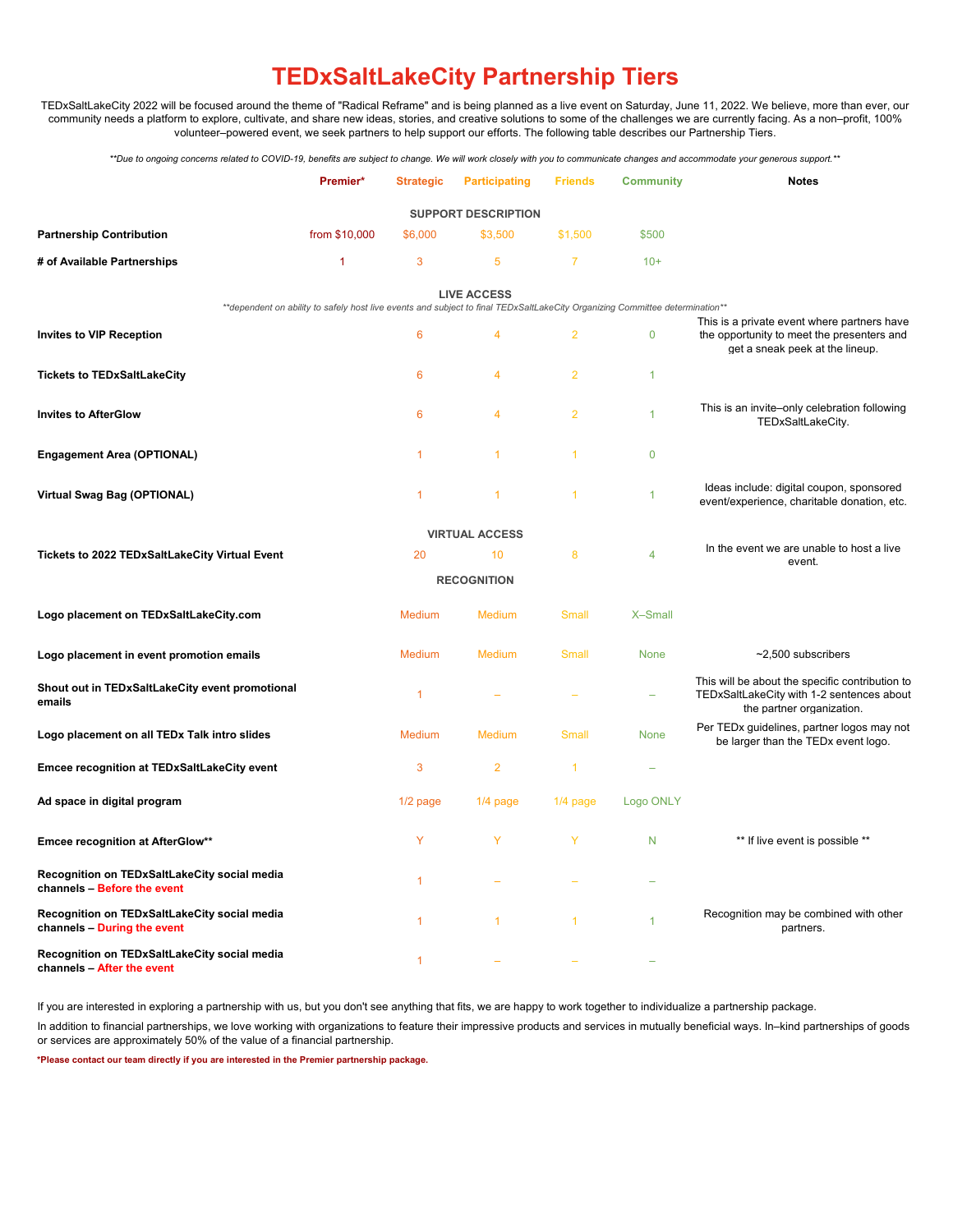# TEDxSaltLakeCity Partnership Tiers

TEDxSaltLakeCity 2022 will be focused around the theme of "Radical Reframe" and is being planned as a live event on Saturday, June 11, 2022. We believe, more than ever, our community needs a platform to explore, cultivate, and share new ideas, stories, and creative solutions to some of the challenges we are currently facing. As a non–profit, 100% volunteer–powered event, we seek partners to help support our efforts. The following table describes our Partnership Tiers.

*\*\*Due to ongoing concerns related to COVID-19, benefits are subject to change. We will work closely with you to communicate changes and accommodate your generous support.\*\**

| | Premier* | Strategic | Participating | Friends | Community | Notes |
|---|---|---|---|---|---|---|
| **SUPPORT DESCRIPTION** | | | | | | |
| **Partnership Contribution** | from $10,000 | $6,000 | $3,500 | $1,500 | $500 | |
| **# of Available Partnerships** | 1 | 3 | 5 | 7 | 10+ | |
| **LIVE ACCESS** *\*\*dependent on ability to safely host live events and subject to final TEDxSaltLakeCity Organizing Committee determination\*\** | | | | | | |
| **Invites to VIP Reception** | | 6 | 4 | 2 | 0 | This is a private event where partners have the opportunity to meet the presenters and get a sneak peek at the lineup. |
| **Tickets to TEDxSaltLakeCity** | | 6 | 4 | 2 | 1 | |
| **Invites to AfterGlow** | | 6 | 4 | 2 | 1 | This is an invite–only celebration following TEDxSaltLakeCity. |
| **Engagement Area (OPTIONAL)** | | 1 | 1 | 1 | 0 | |
| **Virtual Swag Bag (OPTIONAL)** | | 1 | 1 | 1 | 1 | Ideas include: digital coupon, sponsored event/experience, charitable donation, etc. |
| **VIRTUAL ACCESS** | | | | | | |
| **Tickets to 2022 TEDxSaltLakeCity Virtual Event** | | 20 | 10 | 8 | 4 | In the event we are unable to host a live event. |
| **RECOGNITION** | | | | | | |
| **Logo placement on TEDxSaltLakeCity.com** | | Medium | Medium | Small | X–Small | |
| **Logo placement in event promotion emails** | | Medium | Medium | Small | None | ~2,500 subscribers |
| **Shout out in TEDxSaltLakeCity event promotional emails** | | 1 | – | – | – | This will be about the specific contribution to TEDxSaltLakeCity with 1-2 sentences about the partner organization. |
| **Logo placement on all TEDx Talk intro slides** | | Medium | Medium | Small | None | Per TEDx guidelines, partner logos may not be larger than the TEDx event logo. |
| **Emcee recognition at TEDxSaltLakeCity event** | | 3 | 2 | 1 | – | |
| **Ad space in digital program** | | 1/2 page | 1/4 page | 1/4 page | Logo ONLY | |
| **Emcee recognition at AfterGlow\*\*** | | Y | Y | Y | N | \*\* If live event is possible \*\* |
| **Recognition on TEDxSaltLakeCity social media channels – Before the event** | | 1 | – | – | – | |
| **Recognition on TEDxSaltLakeCity social media channels – During the event** | | 1 | 1 | 1 | 1 | Recognition may be combined with other partners. |
| **Recognition on TEDxSaltLakeCity social media channels – After the event** | | 1 | – | – | – | |

If you are interested in exploring a partnership with us, but you don't see anything that fits, we are happy to work together to individualize a partnership package.

In addition to financial partnerships, we love working with organizations to feature their impressive products and services in mutually beneficial ways. In–kind partnerships of goods or services are approximately 50% of the value of a financial partnership.

**\*Please contact our team directly if you are interested in the Premier partnership package.**